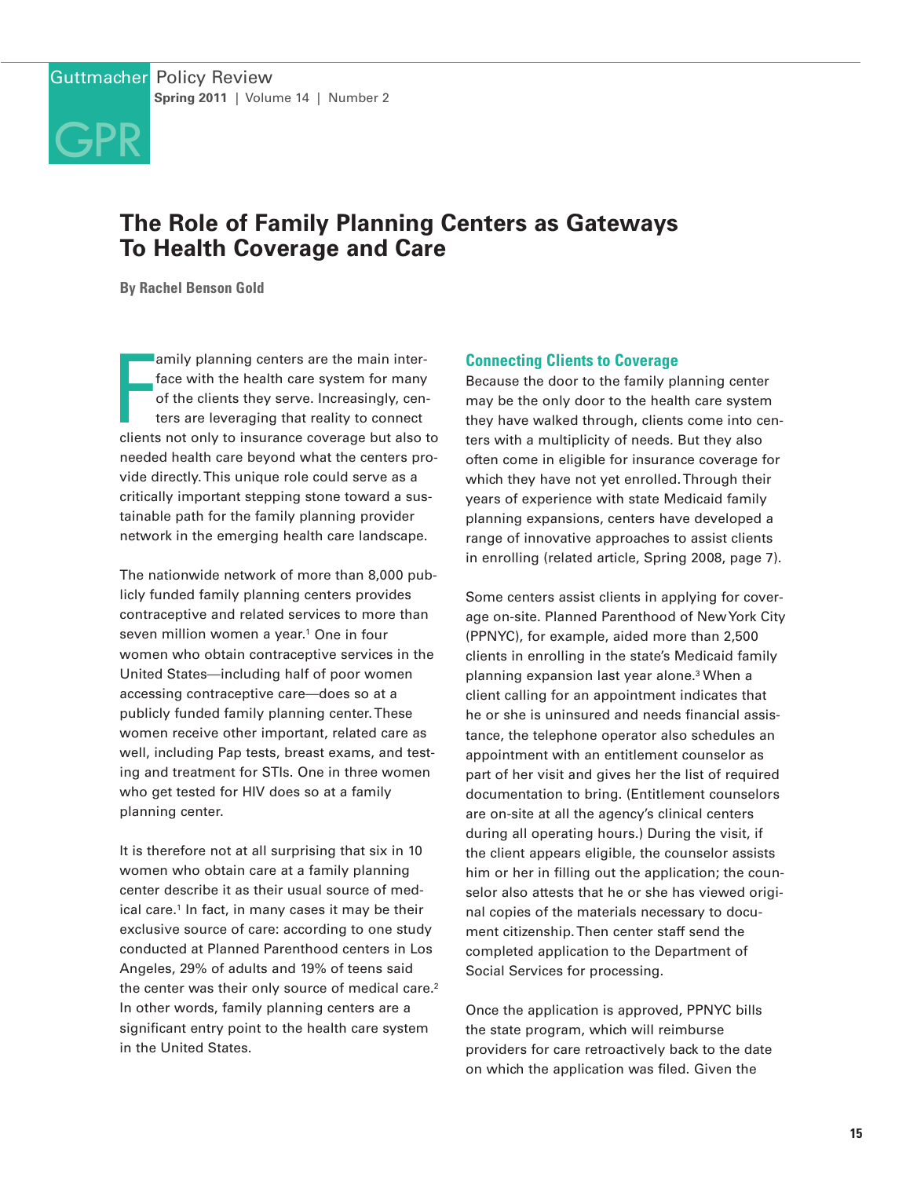# The Role of Family Planning Centers as Gateways To Health Coverage and Care

**By Rachel Benson Gold**

Family planning centers are the main interface with the health care system for many of the clients they serve. Increasingly, centers are leveraging that reality to connect clients not only to insurance coverage but also to needed health care beyond what the centers provide directly. This unique role could serve as a critically important stepping stone toward a sustainable path for the family planning provider network in the emerging health care landscape.

The nationwide network of more than 8,000 publicly funded family planning centers provides contraceptive and related services to more than seven million women a year.[1] One in four women who obtain contraceptive services in the United States—including half of poor women accessing contraceptive care—does so at a publicly funded family planning center. These women receive other important, related care as well, including Pap tests, breast exams, and testing and treatment for STIs. One in three women who get tested for HIV does so at a family planning center.

It is therefore not at all surprising that six in 10 women who obtain care at a family planning center describe it as their usual source of medical care.[1] In fact, in many cases it may be their exclusive source of care: according to one study conducted at Planned Parenthood centers in Los Angeles, 29% of adults and 19% of teens said the center was their only source of medical care.[2] In other words, family planning centers are a significant entry point to the health care system in the United States.

## Connecting Clients to Coverage

Because the door to the family planning center may be the only door to the health care system they have walked through, clients come into centers with a multiplicity of needs. But they also often come in eligible for insurance coverage for which they have not yet enrolled. Through their years of experience with state Medicaid family planning expansions, centers have developed a range of innovative approaches to assist clients in enrolling (related article, Spring 2008, page 7).

Some centers assist clients in applying for coverage on-site. Planned Parenthood of New York City (PPNYC), for example, aided more than 2,500 clients in enrolling in the state's Medicaid family planning expansion last year alone.[3] When a client calling for an appointment indicates that he or she is uninsured and needs financial assistance, the telephone operator also schedules an appointment with an entitlement counselor as part of her visit and gives her the list of required documentation to bring. (Entitlement counselors are on-site at all the agency's clinical centers during all operating hours.) During the visit, if the client appears eligible, the counselor assists him or her in filling out the application; the counselor also attests that he or she has viewed original copies of the materials necessary to document citizenship. Then center staff send the completed application to the Department of Social Services for processing.

Once the application is approved, PPNYC bills the state program, which will reimburse providers for care retroactively back to the date on which the application was filed. Given the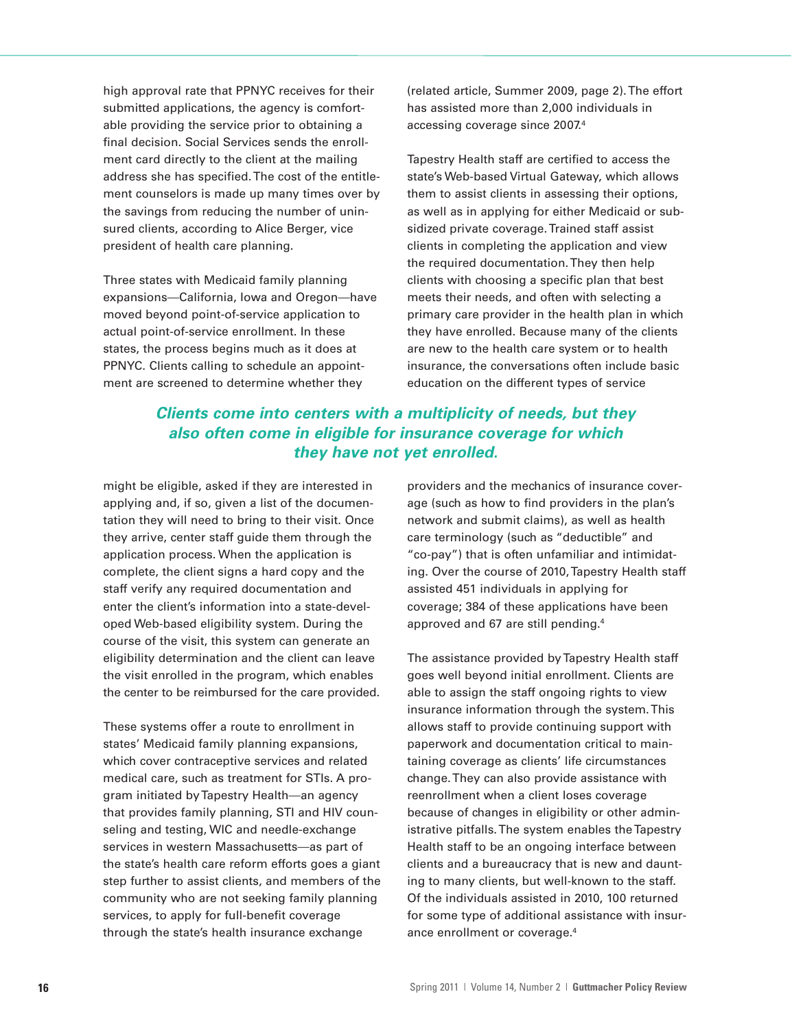high approval rate that PPNYC receives for their submitted applications, the agency is comfortable providing the service prior to obtaining a final decision. Social Services sends the enrollment card directly to the client at the mailing address she has specified. The cost of the entitlement counselors is made up many times over by the savings from reducing the number of uninsured clients, according to Alice Berger, vice president of health care planning.

Three states with Medicaid family planning expansions—California, Iowa and Oregon—have moved beyond point-of-service application to actual point-of-service enrollment. In these states, the process begins much as it does at PPNYC. Clients calling to schedule an appointment are screened to determine whether they might be eligible, asked if they are interested in applying and, if so, given a list of the documentation they will need to bring to their visit. Once they arrive, center staff guide them through the application process. When the application is complete, the client signs a hard copy and the staff verify any required documentation and enter the client's information into a state-developed Web-based eligibility system. During the course of the visit, this system can generate an eligibility determination and the client can leave the visit enrolled in the program, which enables the center to be reimbursed for the care provided.

These systems offer a route to enrollment in states' Medicaid family planning expansions, which cover contraceptive services and related medical care, such as treatment for STIs. A program initiated by Tapestry Health—an agency that provides family planning, STI and HIV counseling and testing, WIC and needle-exchange services in western Massachusetts—as part of the state's health care reform efforts goes a giant step further to assist clients, and members of the community who are not seeking family planning services, to apply for full-benefit coverage through the state's health insurance exchange (related article, Summer 2009, page 2). The effort has assisted more than 2,000 individuals in accessing coverage since 2007.[4]

***Clients come into centers with a multiplicity of needs, but they also often come in eligible for insurance coverage for which they have not yet enrolled.***

Tapestry Health staff are certified to access the state's Web-based Virtual Gateway, which allows them to assist clients in assessing their options, as well as in applying for either Medicaid or subsidized private coverage. Trained staff assist clients in completing the application and view the required documentation. They then help clients with choosing a specific plan that best meets their needs, and often with selecting a primary care provider in the health plan in which they have enrolled. Because many of the clients are new to the health care system or to health insurance, the conversations often include basic education on the different types of service providers and the mechanics of insurance coverage (such as how to find providers in the plan's network and submit claims), as well as health care terminology (such as "deductible" and "co-pay") that is often unfamiliar and intimidating. Over the course of 2010, Tapestry Health staff assisted 451 individuals in applying for coverage; 384 of these applications have been approved and 67 are still pending.[4]

The assistance provided by Tapestry Health staff goes well beyond initial enrollment. Clients are able to assign the staff ongoing rights to view insurance information through the system. This allows staff to provide continuing support with paperwork and documentation critical to maintaining coverage as clients' life circumstances change. They can also provide assistance with reenrollment when a client loses coverage because of changes in eligibility or other administrative pitfalls. The system enables the Tapestry Health staff to be an ongoing interface between clients and a bureaucracy that is new and daunting to many clients, but well-known to the staff. Of the individuals assisted in 2010, 100 returned for some type of additional assistance with insurance enrollment or coverage.[4]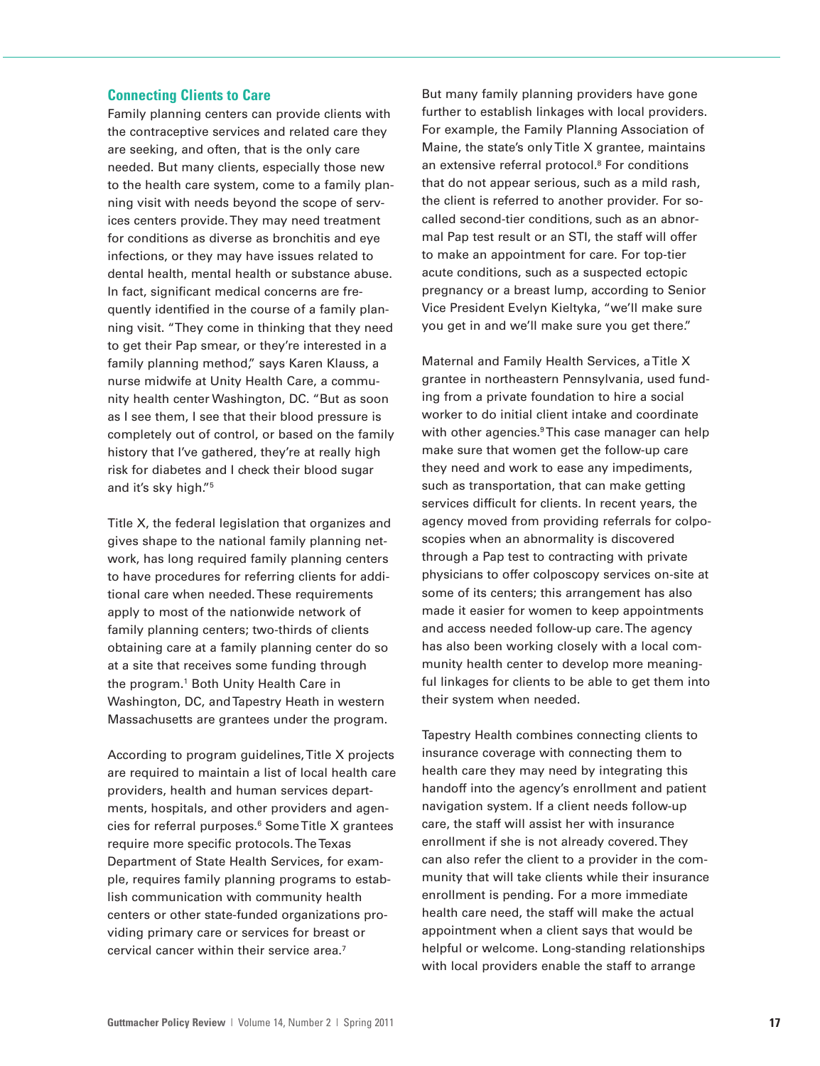## Connecting Clients to Care

Family planning centers can provide clients with the contraceptive services and related care they are seeking, and often, that is the only care needed. But many clients, especially those new to the health care system, come to a family planning visit with needs beyond the scope of services centers provide. They may need treatment for conditions as diverse as bronchitis and eye infections, or they may have issues related to dental health, mental health or substance abuse. In fact, significant medical concerns are frequently identified in the course of a family planning visit. "They come in thinking that they need to get their Pap smear, or they're interested in a family planning method," says Karen Klauss, a nurse midwife at Unity Health Care, a community health center Washington, DC. "But as soon as I see them, I see that their blood pressure is completely out of control, or based on the family history that I've gathered, they're at really high risk for diabetes and I check their blood sugar and it's sky high."[5]

Title X, the federal legislation that organizes and gives shape to the national family planning network, has long required family planning centers to have procedures for referring clients for additional care when needed. These requirements apply to most of the nationwide network of family planning centers; two-thirds of clients obtaining care at a family planning center do so at a site that receives some funding through the program.[1] Both Unity Health Care in Washington, DC, and Tapestry Heath in western Massachusetts are grantees under the program.

According to program guidelines, Title X projects are required to maintain a list of local health care providers, health and human services departments, hospitals, and other providers and agencies for referral purposes.[6] Some Title X grantees require more specific protocols. The Texas Department of State Health Services, for example, requires family planning programs to establish communication with community health centers or other state-funded organizations providing primary care or services for breast or cervical cancer within their service area.[7]

But many family planning providers have gone further to establish linkages with local providers. For example, the Family Planning Association of Maine, the state's only Title X grantee, maintains an extensive referral protocol.[8] For conditions that do not appear serious, such as a mild rash, the client is referred to another provider. For so-called second-tier conditions, such as an abnormal Pap test result or an STI, the staff will offer to make an appointment for care. For top-tier acute conditions, such as a suspected ectopic pregnancy or a breast lump, according to Senior Vice President Evelyn Kieltyka, "we'll make sure you get in and we'll make sure you get there."

Maternal and Family Health Services, a Title X grantee in northeastern Pennsylvania, used funding from a private foundation to hire a social worker to do initial client intake and coordinate with other agencies.[9] This case manager can help make sure that women get the follow-up care they need and work to ease any impediments, such as transportation, that can make getting services difficult for clients. In recent years, the agency moved from providing referrals for colposcopies when an abnormality is discovered through a Pap test to contracting with private physicians to offer colposcopy services on-site at some of its centers; this arrangement has also made it easier for women to keep appointments and access needed follow-up care. The agency has also been working closely with a local community health center to develop more meaningful linkages for clients to be able to get them into their system when needed.

Tapestry Health combines connecting clients to insurance coverage with connecting them to health care they may need by integrating this handoff into the agency's enrollment and patient navigation system. If a client needs follow-up care, the staff will assist her with insurance enrollment if she is not already covered. They can also refer the client to a provider in the community that will take clients while their insurance enrollment is pending. For a more immediate health care need, the staff will make the actual appointment when a client says that would be helpful or welcome. Long-standing relationships with local providers enable the staff to arrange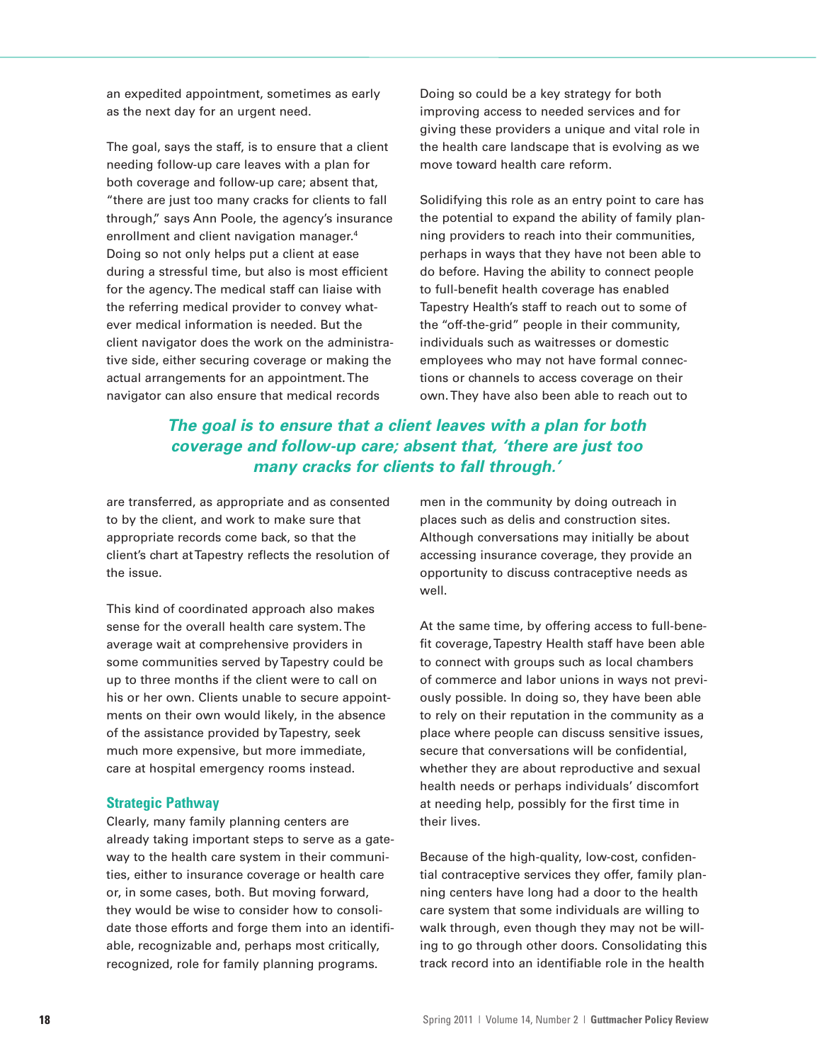an expedited appointment, sometimes as early as the next day for an urgent need.

The goal, says the staff, is to ensure that a client needing follow-up care leaves with a plan for both coverage and follow-up care; absent that, "there are just too many cracks for clients to fall through," says Ann Poole, the agency's insurance enrollment and client navigation manager.[4] Doing so not only helps put a client at ease during a stressful time, but also is most efficient for the agency. The medical staff can liaise with the referring medical provider to convey whatever medical information is needed. But the client navigator does the work on the administrative side, either securing coverage or making the actual arrangements for an appointment. The navigator can also ensure that medical records are transferred, as appropriate and as consented to by the client, and work to make sure that appropriate records come back, so that the client's chart at Tapestry reflects the resolution of the issue.

This kind of coordinated approach also makes sense for the overall health care system. The average wait at comprehensive providers in some communities served by Tapestry could be up to three months if the client were to call on his or her own. Clients unable to secure appointments on their own would likely, in the absence of the assistance provided by Tapestry, seek much more expensive, but more immediate, care at hospital emergency rooms instead.

### Strategic Pathway

Clearly, many family planning centers are already taking important steps to serve as a gateway to the health care system in their communities, either to insurance coverage or health care or, in some cases, both. But moving forward, they would be wise to consider how to consolidate those efforts and forge them into an identifiable, recognizable and, perhaps most critically, recognized, role for family planning programs. Doing so could be a key strategy for both improving access to needed services and for giving these providers a unique and vital role in the health care landscape that is evolving as we move toward health care reform.

Solidifying this role as an entry point to care has the potential to expand the ability of family planning providers to reach into their communities, perhaps in ways that they have not been able to do before. Having the ability to connect people to full-benefit health coverage has enabled Tapestry Health's staff to reach out to some of the "off-the-grid" people in their community, individuals such as waitresses or domestic employees who may not have formal connections or channels to access coverage on their own. They have also been able to reach out to men in the community by doing outreach in places such as delis and construction sites. Although conversations may initially be about accessing insurance coverage, they provide an opportunity to discuss contraceptive needs as well.

*The goal is to ensure that a client leaves with a plan for both coverage and follow-up care; absent that, 'there are just too many cracks for clients to fall through.'*

At the same time, by offering access to full-benefit coverage, Tapestry Health staff have been able to connect with groups such as local chambers of commerce and labor unions in ways not previously possible. In doing so, they have been able to rely on their reputation in the community as a place where people can discuss sensitive issues, secure that conversations will be confidential, whether they are about reproductive and sexual health needs or perhaps individuals' discomfort at needing help, possibly for the first time in their lives.

Because of the high-quality, low-cost, confidential contraceptive services they offer, family planning centers have long had a door to the health care system that some individuals are willing to walk through, even though they may not be willing to go through other doors. Consolidating this track record into an identifiable role in the health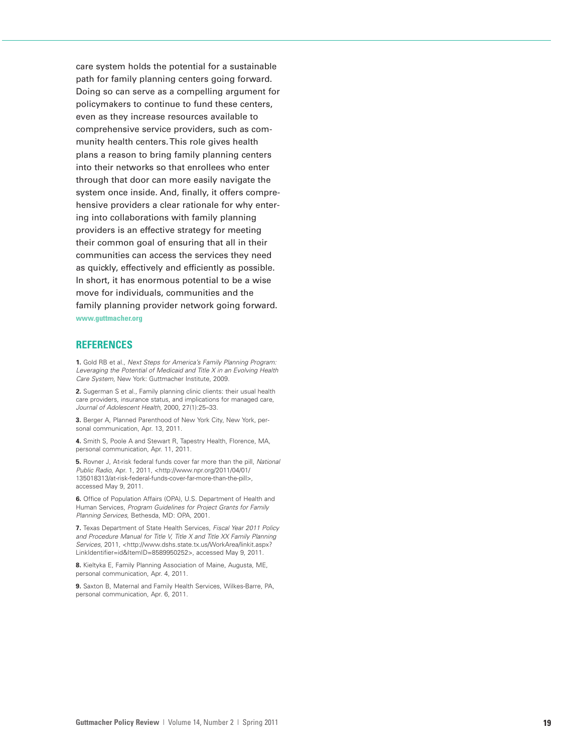care system holds the potential for a sustainable path for family planning centers going forward. Doing so can serve as a compelling argument for policymakers to continue to fund these centers, even as they increase resources available to comprehensive service providers, such as community health centers. This role gives health plans a reason to bring family planning centers into their networks so that enrollees who enter through that door can more easily navigate the system once inside. And, finally, it offers comprehensive providers a clear rationale for why entering into collaborations with family planning providers is an effective strategy for meeting their common goal of ensuring that all in their communities can access the services they need as quickly, effectively and efficiently as possible. In short, it has enormous potential to be a wise move for individuals, communities and the family planning provider network going forward.

**www.guttmacher.org**

## REFERENCES

**1.** Gold RB et al., *Next Steps for America's Family Planning Program: Leveraging the Potential of Medicaid and Title X in an Evolving Health Care System*, New York: Guttmacher Institute, 2009.

**2.** Sugerman S et al., Family planning clinic clients: their usual health care providers, insurance status, and implications for managed care, *Journal of Adolescent Health*, 2000, 27(1):25–33.

**3.** Berger A, Planned Parenthood of New York City, New York, personal communication, Apr. 13, 2011.

**4.** Smith S, Poole A and Stewart R, Tapestry Health, Florence, MA, personal communication, Apr. 11, 2011.

**5.** Rovner J, At-risk federal funds cover far more than the pill, *National Public Radio*, Apr. 1, 2011, <http://www.npr.org/2011/04/01/135018313/at-risk-federal-funds-cover-far-more-than-the-pill>, accessed May 9, 2011.

**6.** Office of Population Affairs (OPA), U.S. Department of Health and Human Services, *Program Guidelines for Project Grants for Family Planning Services*, Bethesda, MD: OPA, 2001.

**7.** Texas Department of State Health Services, *Fiscal Year 2011 Policy and Procedure Manual for Title V, Title X and Title XX Family Planning Services*, 2011, <http://www.dshs.state.tx.us/WorkArea/linkit.aspx?LinkIdentifier=id&ItemID=8589950252>, accessed May 9, 2011.

**8.** Kieltyka E, Family Planning Association of Maine, Augusta, ME, personal communication, Apr. 4, 2011.

**9.** Saxton B, Maternal and Family Health Services, Wilkes-Barre, PA, personal communication, Apr. 6, 2011.